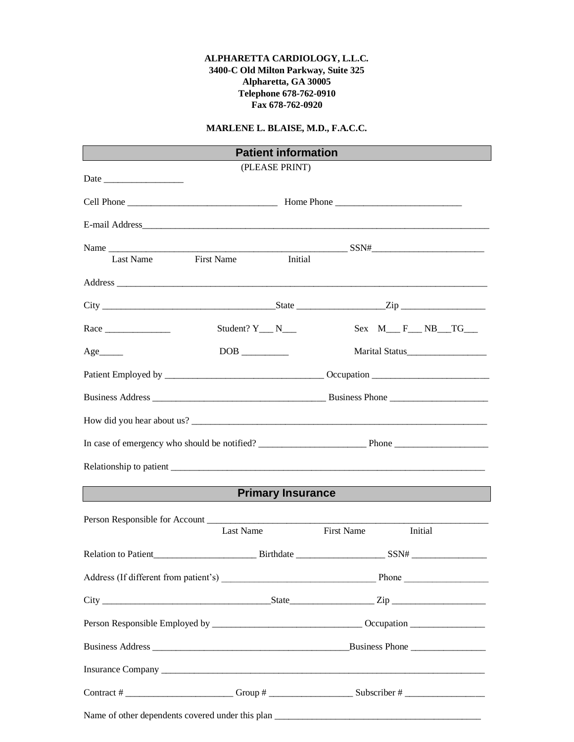**ALPHARETTA CARDIOLOGY, L.L.C.**
**3400-C Old Milton Parkway, Suite 325**
**Alpharetta, GA 30005**
**Telephone 678-762-0910**
**Fax 678-762-0920**

**MARLENE L. BLAISE, M.D., F.A.C.C.**

## Patient information

(PLEASE PRINT)

Date _________________

Cell Phone ________________________________ Home Phone ___________________________

E-mail Address_______________________________________________________________________________

Name ___________________________________________________ SSN#________________________
Last Name First Name Initial

Address ______________________________________________________________________________________

City ____________________________________State __________________Zip __________________

Race ______________ Student? Y___ N___ Sex M___ F___ NB___TG___

Age_____ DOB __________ Marital Status_________________

Patient Employed by __________________________________ Occupation _________________________

Business Address _____________________________________ Business Phone _____________________

How did you hear about us? ___________________________________________________________________

In case of emergency who should be notified? _______________________ Phone ____________________

Relationship to patient ___________________________________________________________________

## Primary Insurance

Person Responsible for Account _______________________________________________________________
Last Name First Name Initial

Relation to Patient______________________ Birthdate ___________________ SSN# ________________

Address (If different from patient's) _________________________________ Phone __________________

City ____________________________________State__________________ Zip ____________________

Person Responsible Employed by ________________________________ Occupation ________________

Business Address __________________________________________Business Phone ________________

Insurance Company ____________________________________________________________________________

Contract # _______________________ Group # __________________ Subscriber # _________________

Name of other dependents covered under this plan ______________________________________________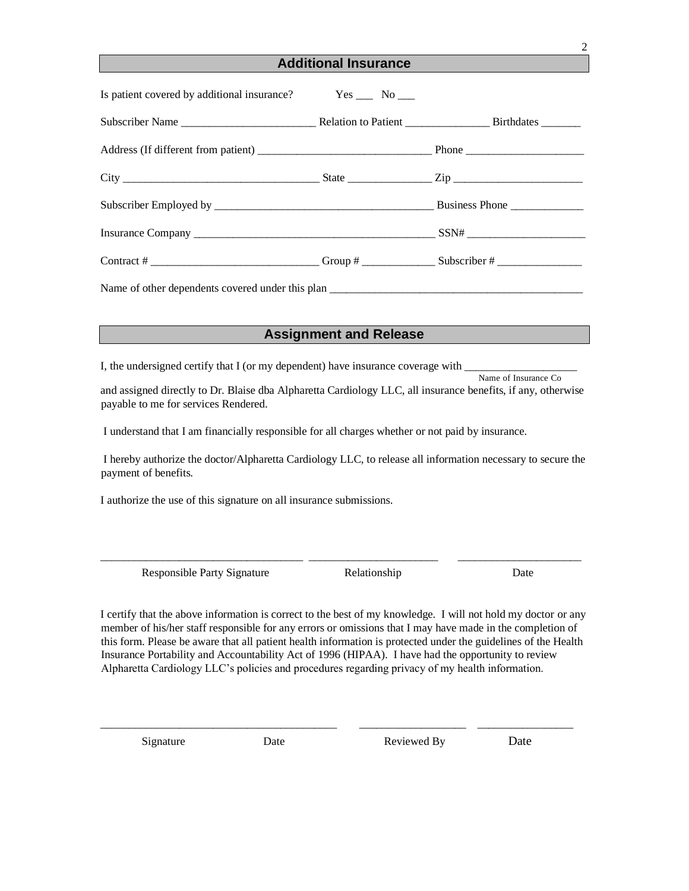## Additional Insurance

Is patient covered by additional insurance? Yes ___ No ___

Subscriber Name ________________________ Relation to Patient _______________ Birthdates _______

Address (If different from patient) _______________________________ Phone _____________________

City ___________________________________ State _______________ Zip _______________________

Subscriber Employed by _______________________________________ Business Phone _____________

Insurance Company ___________________________________________ SSN# _____________________

Contract # ______________________________ Group # _____________ Subscriber # ________________

Name of other dependents covered under this plan ______________________________________________

## Assignment and Release

I, the undersigned certify that I (or my dependent) have insurance coverage with ____________________
Name of Insurance Co
and assigned directly to Dr. Blaise dba Alpharetta Cardiology LLC, all insurance benefits, if any, otherwise payable to me for services Rendered.

I understand that I am financially responsible for all charges whether or not paid by insurance.

I hereby authorize the doctor/Alpharetta Cardiology LLC, to release all information necessary to secure the payment of benefits.

I authorize the use of this signature on all insurance submissions.

___________________________________ _______________________ ______________________
Responsible Party Signature Relationship Date

I certify that the above information is correct to the best of my knowledge. I will not hold my doctor or any member of his/her staff responsible for any errors or omissions that I may have made in the completion of this form. Please be aware that all patient health information is protected under the guidelines of the Health Insurance Portability and Accountability Act of 1996 (HIPAA). I have had the opportunity to review Alpharetta Cardiology LLC's policies and procedures regarding privacy of my health information.

_________________________________________ ___________________ _________________
Signature Date Reviewed By Date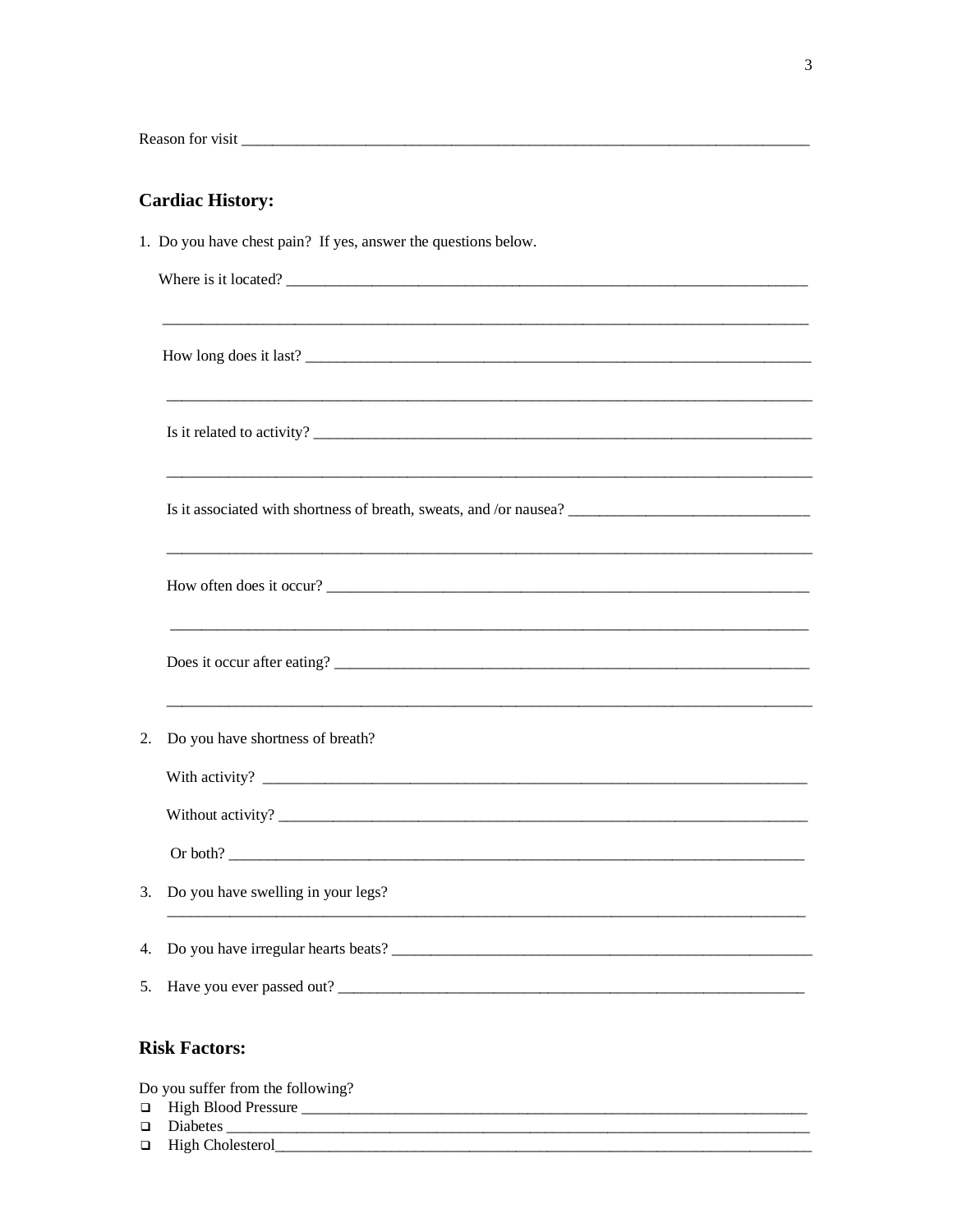Reason for visit ____________________________________________________________________

## Cardiac History:

1. Do you have chest pain? If yes, answer the questions below.

   Where is it located? ________________________________________________________________

   ____________________________________________________________________________

   How long does it last? _______________________________________________________________

   ____________________________________________________________________________

   Is it related to activity? ______________________________________________________________

   ____________________________________________________________________________

   Is it associated with shortness of breath, sweats, and /or nausea? ____________________________

   ____________________________________________________________________________

   How often does it occur? _____________________________________________________________

   ____________________________________________________________________________

   Does it occur after eating? ____________________________________________________________

   ____________________________________________________________________________

2. Do you have shortness of breath?

   With activity? ______________________________________________________________________

   Without activity? ___________________________________________________________________

   Or both? __________________________________________________________________________

3. Do you have swelling in your legs?

   ____________________________________________________________________________

4. Do you have irregular hearts beats? ______________________________________________________

5. Have you ever passed out? ____________________________________________________________

## Risk Factors:

Do you suffer from the following?

- ☐ High Blood Pressure ______________________________________________________________
- ☐ Diabetes ____________________________________________________________________
- ☐ High Cholesterol_______________________________________________________________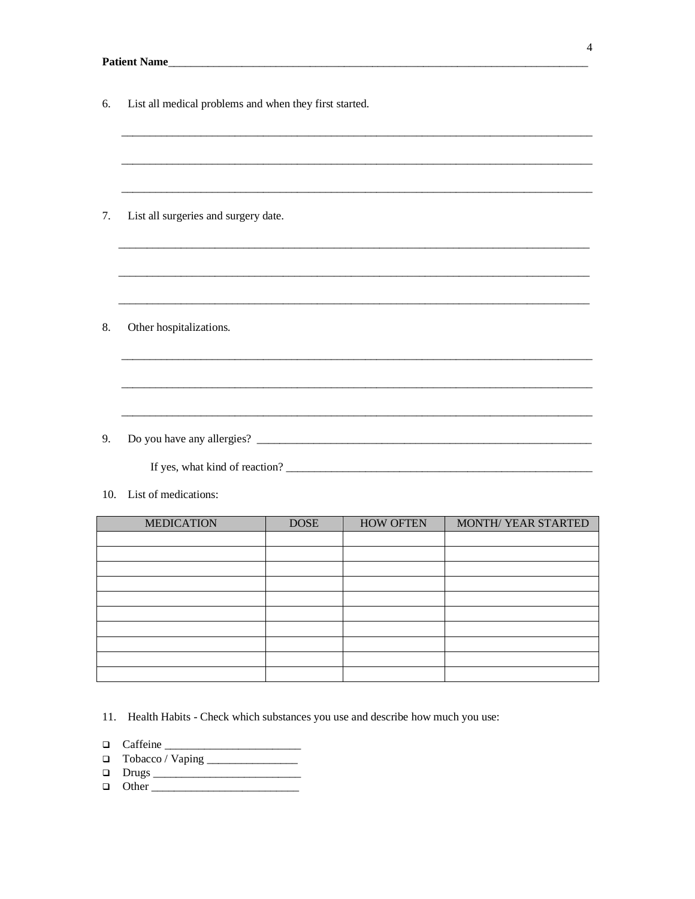**Patient Name**\_\_\_\_\_\_\_\_\_\_\_\_\_\_\_\_\_\_\_\_\_\_\_\_\_\_\_\_\_\_\_\_\_\_\_\_\_\_\_\_\_\_\_\_\_\_\_\_\_\_\_\_\_\_\_\_\_\_\_\_\_\_\_\_\_\_\_\_\_\_\_\_

6. List all medical problems and when they first started.

\_\_\_\_\_\_\_\_\_\_\_\_\_\_\_\_\_\_\_\_\_\_\_\_\_\_\_\_\_\_\_\_\_\_\_\_\_\_\_\_\_\_\_\_\_\_\_\_\_\_\_\_\_\_\_\_\_\_\_\_\_\_\_\_\_\_\_\_\_\_\_\_\_\_\_\_\_\_

\_\_\_\_\_\_\_\_\_\_\_\_\_\_\_\_\_\_\_\_\_\_\_\_\_\_\_\_\_\_\_\_\_\_\_\_\_\_\_\_\_\_\_\_\_\_\_\_\_\_\_\_\_\_\_\_\_\_\_\_\_\_\_\_\_\_\_\_\_\_\_\_\_\_\_\_\_\_

\_\_\_\_\_\_\_\_\_\_\_\_\_\_\_\_\_\_\_\_\_\_\_\_\_\_\_\_\_\_\_\_\_\_\_\_\_\_\_\_\_\_\_\_\_\_\_\_\_\_\_\_\_\_\_\_\_\_\_\_\_\_\_\_\_\_\_\_\_\_\_\_\_\_\_\_\_\_

7. List all surgeries and surgery date.

\_\_\_\_\_\_\_\_\_\_\_\_\_\_\_\_\_\_\_\_\_\_\_\_\_\_\_\_\_\_\_\_\_\_\_\_\_\_\_\_\_\_\_\_\_\_\_\_\_\_\_\_\_\_\_\_\_\_\_\_\_\_\_\_\_\_\_\_\_\_\_\_\_\_\_\_\_\_

\_\_\_\_\_\_\_\_\_\_\_\_\_\_\_\_\_\_\_\_\_\_\_\_\_\_\_\_\_\_\_\_\_\_\_\_\_\_\_\_\_\_\_\_\_\_\_\_\_\_\_\_\_\_\_\_\_\_\_\_\_\_\_\_\_\_\_\_\_\_\_\_\_\_\_\_\_\_

\_\_\_\_\_\_\_\_\_\_\_\_\_\_\_\_\_\_\_\_\_\_\_\_\_\_\_\_\_\_\_\_\_\_\_\_\_\_\_\_\_\_\_\_\_\_\_\_\_\_\_\_\_\_\_\_\_\_\_\_\_\_\_\_\_\_\_\_\_\_\_\_\_\_\_\_\_\_

8. Other hospitalizations.

\_\_\_\_\_\_\_\_\_\_\_\_\_\_\_\_\_\_\_\_\_\_\_\_\_\_\_\_\_\_\_\_\_\_\_\_\_\_\_\_\_\_\_\_\_\_\_\_\_\_\_\_\_\_\_\_\_\_\_\_\_\_\_\_\_\_\_\_\_\_\_\_\_\_\_\_\_\_

\_\_\_\_\_\_\_\_\_\_\_\_\_\_\_\_\_\_\_\_\_\_\_\_\_\_\_\_\_\_\_\_\_\_\_\_\_\_\_\_\_\_\_\_\_\_\_\_\_\_\_\_\_\_\_\_\_\_\_\_\_\_\_\_\_\_\_\_\_\_\_\_\_\_\_\_\_\_

\_\_\_\_\_\_\_\_\_\_\_\_\_\_\_\_\_\_\_\_\_\_\_\_\_\_\_\_\_\_\_\_\_\_\_\_\_\_\_\_\_\_\_\_\_\_\_\_\_\_\_\_\_\_\_\_\_\_\_\_\_\_\_\_\_\_\_\_\_\_\_\_\_\_\_\_\_\_

9. Do you have any allergies? \_\_\_\_\_\_\_\_\_\_\_\_\_\_\_\_\_\_\_\_\_\_\_\_\_\_\_\_\_\_\_\_\_\_\_\_\_\_\_\_\_\_\_\_\_\_\_\_\_\_\_\_\_\_\_\_\_\_\_\_

   If yes, what kind of reaction? \_\_\_\_\_\_\_\_\_\_\_\_\_\_\_\_\_\_\_\_\_\_\_\_\_\_\_\_\_\_\_\_\_\_\_\_\_\_\_\_\_\_\_\_\_\_\_\_\_\_\_\_\_\_\_

10. List of medications:

| MEDICATION | DOSE | HOW OFTEN | MONTH/ YEAR STARTED |
|---|---|---|---|
| | | | |
| | | | |
| | | | |
| | | | |
| | | | |
| | | | |
| | | | |
| | | | |
| | | | |
| | | | |

11. Health Habits - Check which substances you use and describe how much you use:

- ☐ Caffeine \_\_\_\_\_\_\_\_\_\_\_\_\_\_\_\_\_\_\_\_\_\_\_\_
- ☐ Tobacco / Vaping \_\_\_\_\_\_\_\_\_\_\_\_\_\_\_\_
- ☐ Drugs \_\_\_\_\_\_\_\_\_\_\_\_\_\_\_\_\_\_\_\_\_\_\_\_\_\_
- ☐ Other \_\_\_\_\_\_\_\_\_\_\_\_\_\_\_\_\_\_\_\_\_\_\_\_\_\_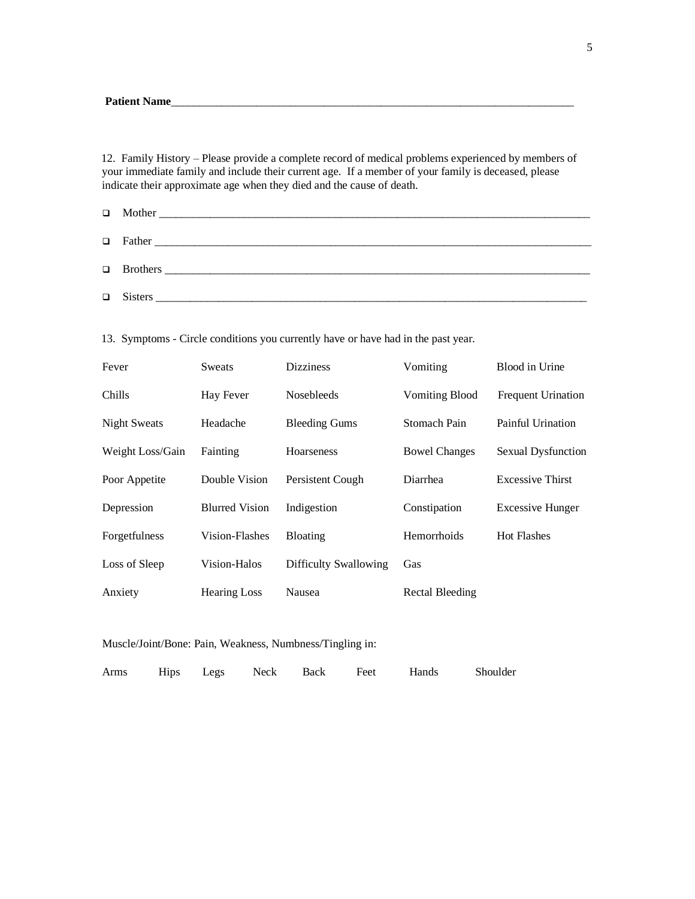**Patient Name**\_\_\_\_\_\_\_\_\_\_\_\_\_\_\_\_\_\_\_\_\_\_\_\_\_\_\_\_\_\_\_\_\_\_\_\_\_\_\_\_\_\_\_\_\_\_\_\_\_\_\_\_\_\_\_\_\_\_\_\_\_\_\_\_\_\_\_\_

12. Family History – Please provide a complete record of medical problems experienced by members of your immediate family and include their current age. If a member of your family is deceased, please indicate their approximate age when they died and the cause of death.

- ☐ Mother \_\_\_\_\_\_\_\_\_\_\_\_\_\_\_\_\_\_\_\_\_\_\_\_\_\_\_\_\_\_\_\_\_\_\_\_\_\_\_\_\_\_\_\_\_\_\_\_\_\_\_\_\_\_\_\_\_\_\_\_\_\_\_\_\_\_\_\_\_\_
- ☐ Father \_\_\_\_\_\_\_\_\_\_\_\_\_\_\_\_\_\_\_\_\_\_\_\_\_\_\_\_\_\_\_\_\_\_\_\_\_\_\_\_\_\_\_\_\_\_\_\_\_\_\_\_\_\_\_\_\_\_\_\_\_\_\_\_\_\_\_\_\_\_\_
- ☐ Brothers \_\_\_\_\_\_\_\_\_\_\_\_\_\_\_\_\_\_\_\_\_\_\_\_\_\_\_\_\_\_\_\_\_\_\_\_\_\_\_\_\_\_\_\_\_\_\_\_\_\_\_\_\_\_\_\_\_\_\_\_\_\_\_\_\_\_\_\_\_
- ☐ Sisters \_\_\_\_\_\_\_\_\_\_\_\_\_\_\_\_\_\_\_\_\_\_\_\_\_\_\_\_\_\_\_\_\_\_\_\_\_\_\_\_\_\_\_\_\_\_\_\_\_\_\_\_\_\_\_\_\_\_\_\_\_\_\_\_\_\_\_\_\_\_

13. Symptoms - Circle conditions you currently have or have had in the past year.

| | | | | |
|---|---|---|---|---|
| Fever | Sweats | Dizziness | Vomiting | Blood in Urine |
| Chills | Hay Fever | Nosebleeds | Vomiting Blood | Frequent Urination |
| Night Sweats | Headache | Bleeding Gums | Stomach Pain | Painful Urination |
| Weight Loss/Gain | Fainting | Hoarseness | Bowel Changes | Sexual Dysfunction |
| Poor Appetite | Double Vision | Persistent Cough | Diarrhea | Excessive Thirst |
| Depression | Blurred Vision | Indigestion | Constipation | Excessive Hunger |
| Forgetfulness | Vision-Flashes | Bloating | Hemorrhoids | Hot Flashes |
| Loss of Sleep | Vision-Halos | Difficulty Swallowing | Gas | |
| Anxiety | Hearing Loss | Nausea | Rectal Bleeding | |

Muscle/Joint/Bone: Pain, Weakness, Numbness/Tingling in:

| | | | | | | | |
|---|---|---|---|---|---|---|---|
| Arms | Hips | Legs | Neck | Back | Feet | Hands | Shoulder |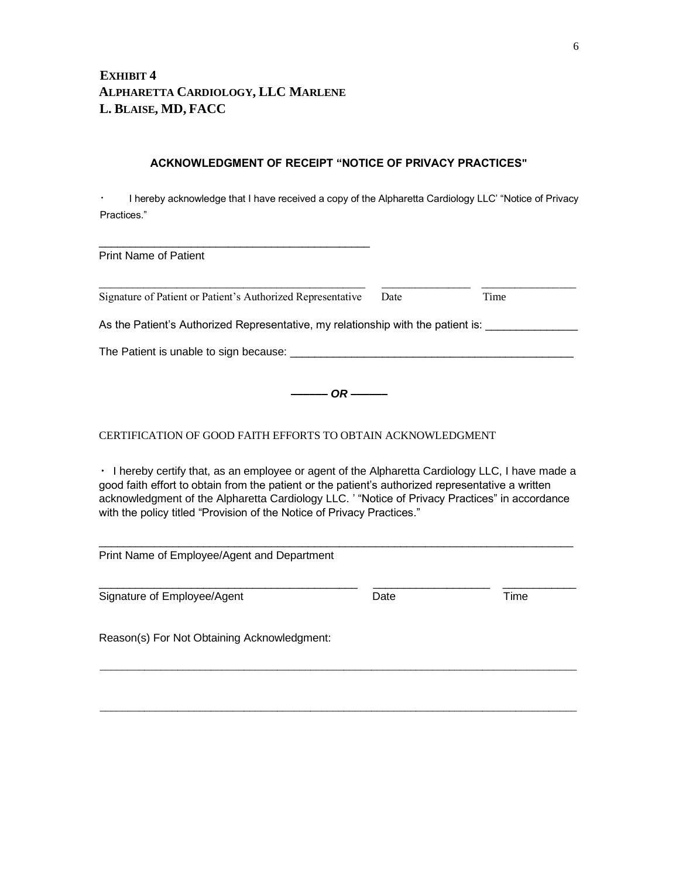**EXHIBIT 4**
**ALPHARETTA CARDIOLOGY, LLC MARLENE L. BLAISE, MD, FACC**

**ACKNOWLEDGMENT OF RECEIPT "NOTICE OF PRIVACY PRACTICES"**

- I hereby acknowledge that I have received a copy of the Alpharetta Cardiology LLC' "Notice of Privacy Practices."

_____________________________________________
Print Name of Patient

_____________________________________________ _______________ ________________
Signature of Patient or Patient's Authorized Representative Date Time

As the Patient's Authorized Representative, my relationship with the patient is: _______________

The Patient is unable to sign because: ______________________________________________

***——— OR ———***

CERTIFICATION OF GOOD FAITH EFFORTS TO OBTAIN ACKNOWLEDGMENT

- I hereby certify that, as an employee or agent of the Alpharetta Cardiology LLC, I have made a good faith effort to obtain from the patient or the patient's authorized representative a written acknowledgment of the Alpharetta Cardiology LLC. ' "Notice of Privacy Practices" in accordance with the policy titled "Provision of the Notice of Privacy Practices."

______________________________________________________________________________
Print Name of Employee/Agent and Department

___________________________________________ __________________ ___________
Signature of Employee/Agent Date Time

Reason(s) For Not Obtaining Acknowledgment:

______________________________________________________________________________

______________________________________________________________________________